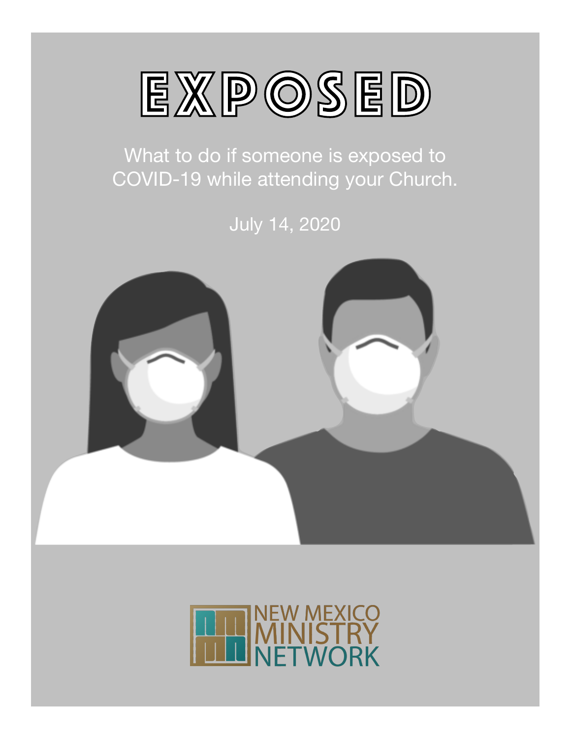# EXPOSED

What to do if someone is exposed to COVID-19 while attending your Church.

July 14, 2020

NEW MEXICO MINISTRY NETWORK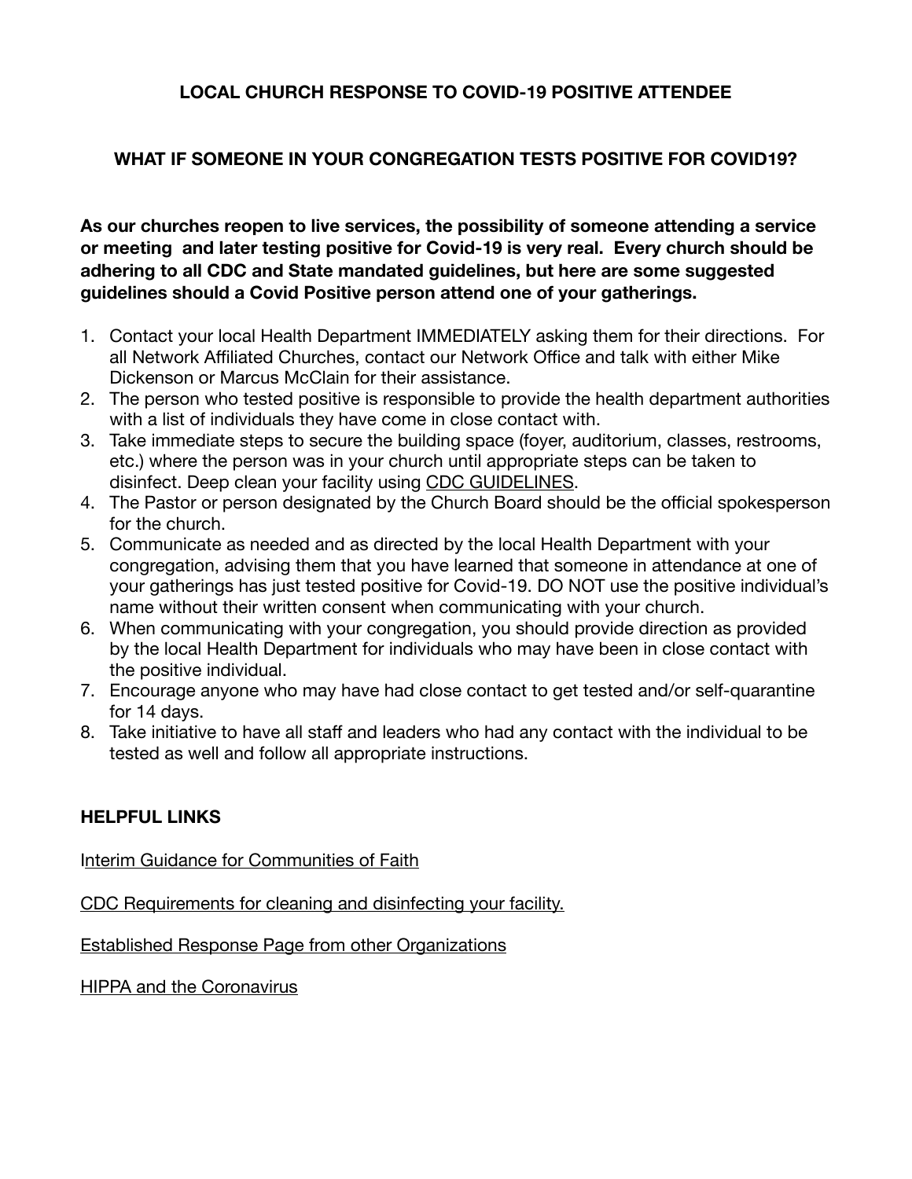## LOCAL CHURCH RESPONSE TO COVID-19 POSITIVE ATTENDEE

### WHAT IF SOMEONE IN YOUR CONGREGATION TESTS POSITIVE FOR COVID19?

**As our churches reopen to live services, the possibility of someone attending a service or meeting and later testing positive for Covid-19 is very real. Every church should be adhering to all CDC and State mandated guidelines, but here are some suggested guidelines should a Covid Positive person attend one of your gatherings.**

1. Contact your local Health Department IMMEDIATELY asking them for their directions. For all Network Affiliated Churches, contact our Network Office and talk with either Mike Dickenson or Marcus McClain for their assistance.
2. The person who tested positive is responsible to provide the health department authorities with a list of individuals they have come in close contact with.
3. Take immediate steps to secure the building space (foyer, auditorium, classes, restrooms, etc.) where the person was in your church until appropriate steps can be taken to disinfect. Deep clean your facility using CDC GUIDELINES.
4. The Pastor or person designated by the Church Board should be the official spokesperson for the church.
5. Communicate as needed and as directed by the local Health Department with your congregation, advising them that you have learned that someone in attendance at one of your gatherings has just tested positive for Covid-19. DO NOT use the positive individual's name without their written consent when communicating with your church.
6. When communicating with your congregation, you should provide direction as provided by the local Health Department for individuals who may have been in close contact with the positive individual.
7. Encourage anyone who may have had close contact to get tested and/or self-quarantine for 14 days.
8. Take initiative to have all staff and leaders who had any contact with the individual to be tested as well and follow all appropriate instructions.

**HELPFUL LINKS**

Interim Guidance for Communities of Faith

CDC Requirements for cleaning and disinfecting your facility.

Established Response Page from other Organizations

HIPPA and the Coronavirus